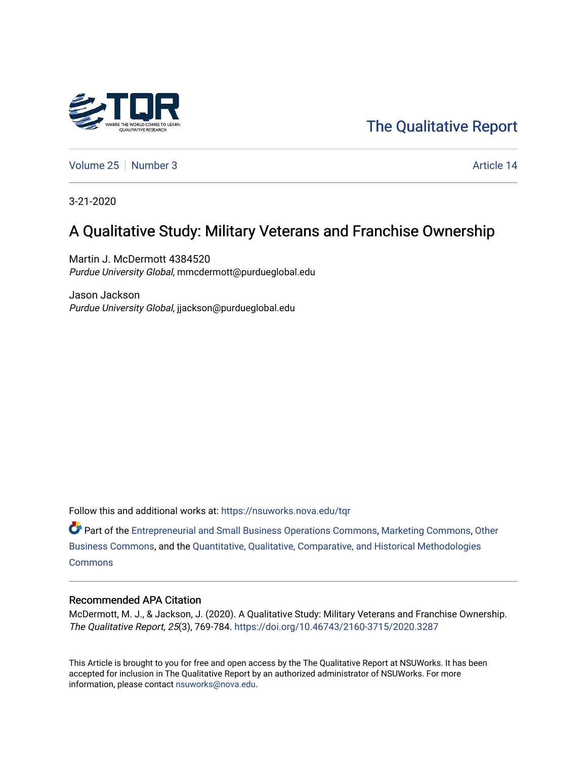The Qualitative Report

Volume 25 | Number 3 | Article 14

3-21-2020

# A Qualitative Study: Military Veterans and Franchise Ownership

Martin J. McDermott 4384520
*Purdue University Global*, mmcdermott@purdueglobal.edu

Jason Jackson
*Purdue University Global*, jjackson@purdueglobal.edu

Follow this and additional works at: https://nsuworks.nova.edu/tqr

Part of the Entrepreneurial and Small Business Operations Commons, Marketing Commons, Other Business Commons, and the Quantitative, Qualitative, Comparative, and Historical Methodologies Commons

## Recommended APA Citation

McDermott, M. J., & Jackson, J. (2020). A Qualitative Study: Military Veterans and Franchise Ownership. *The Qualitative Report*, *25*(3), 769-784. https://doi.org/10.46743/2160-3715/2020.3287

This Article is brought to you for free and open access by the The Qualitative Report at NSUWorks. It has been accepted for inclusion in The Qualitative Report by an authorized administrator of NSUWorks. For more information, please contact nsuworks@nova.edu.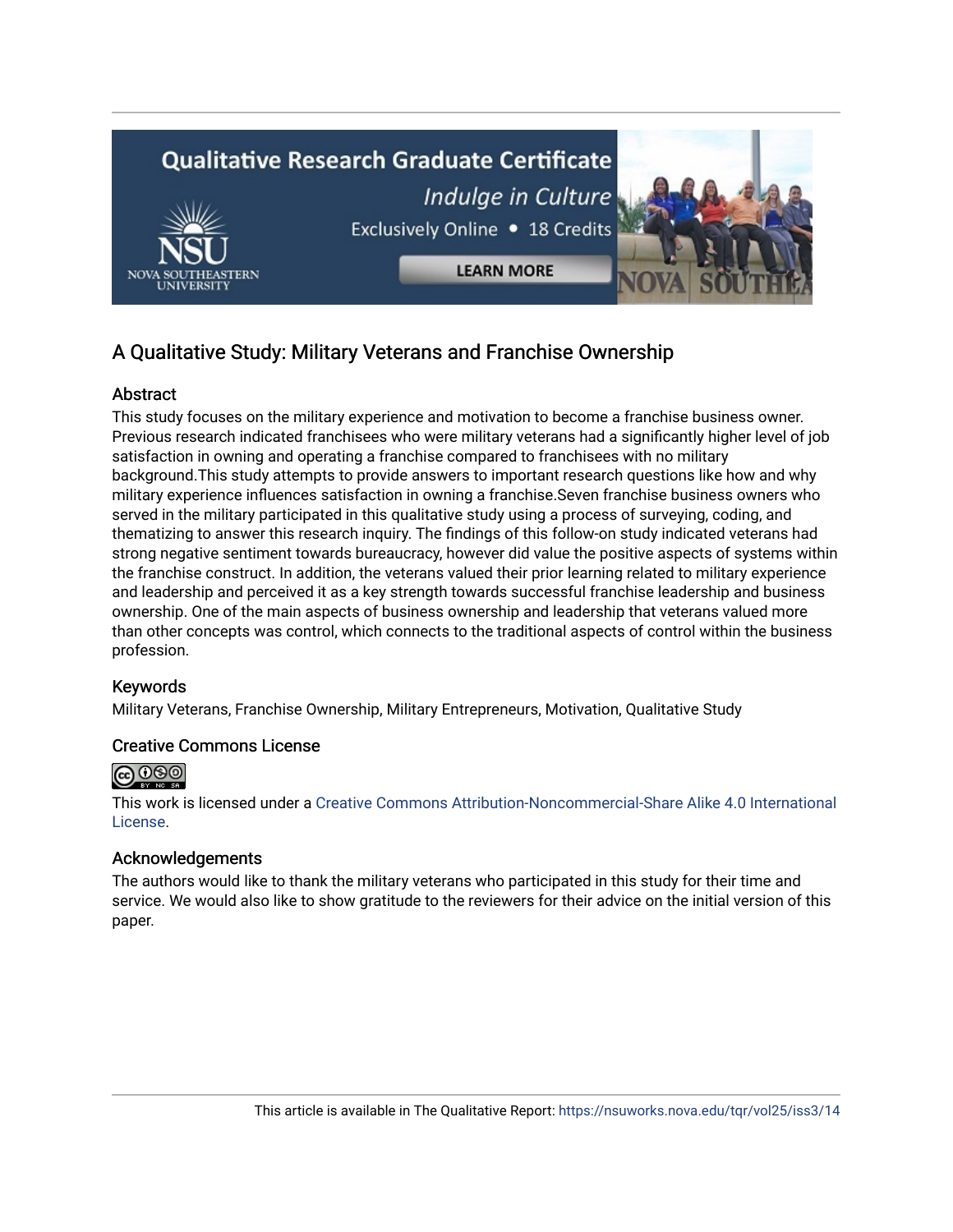# A Qualitative Study: Military Veterans and Franchise Ownership

## Abstract

This study focuses on the military experience and motivation to become a franchise business owner. Previous research indicated franchisees who were military veterans had a significantly higher level of job satisfaction in owning and operating a franchise compared to franchisees with no military background.This study attempts to provide answers to important research questions like how and why military experience influences satisfaction in owning a franchise.Seven franchise business owners who served in the military participated in this qualitative study using a process of surveying, coding, and thematizing to answer this research inquiry. The findings of this follow-on study indicated veterans had strong negative sentiment towards bureaucracy, however did value the positive aspects of systems within the franchise construct. In addition, the veterans valued their prior learning related to military experience and leadership and perceived it as a key strength towards successful franchise leadership and business ownership. One of the main aspects of business ownership and leadership that veterans valued more than other concepts was control, which connects to the traditional aspects of control within the business profession.

## Keywords

Military Veterans, Franchise Ownership, Military Entrepreneurs, Motivation, Qualitative Study

## Creative Commons License

This work is licensed under a Creative Commons Attribution-Noncommercial-Share Alike 4.0 International License.

## Acknowledgements

The authors would like to thank the military veterans who participated in this study for their time and service. We would also like to show gratitude to the reviewers for their advice on the initial version of this paper.

This article is available in The Qualitative Report: https://nsuworks.nova.edu/tqr/vol25/iss3/14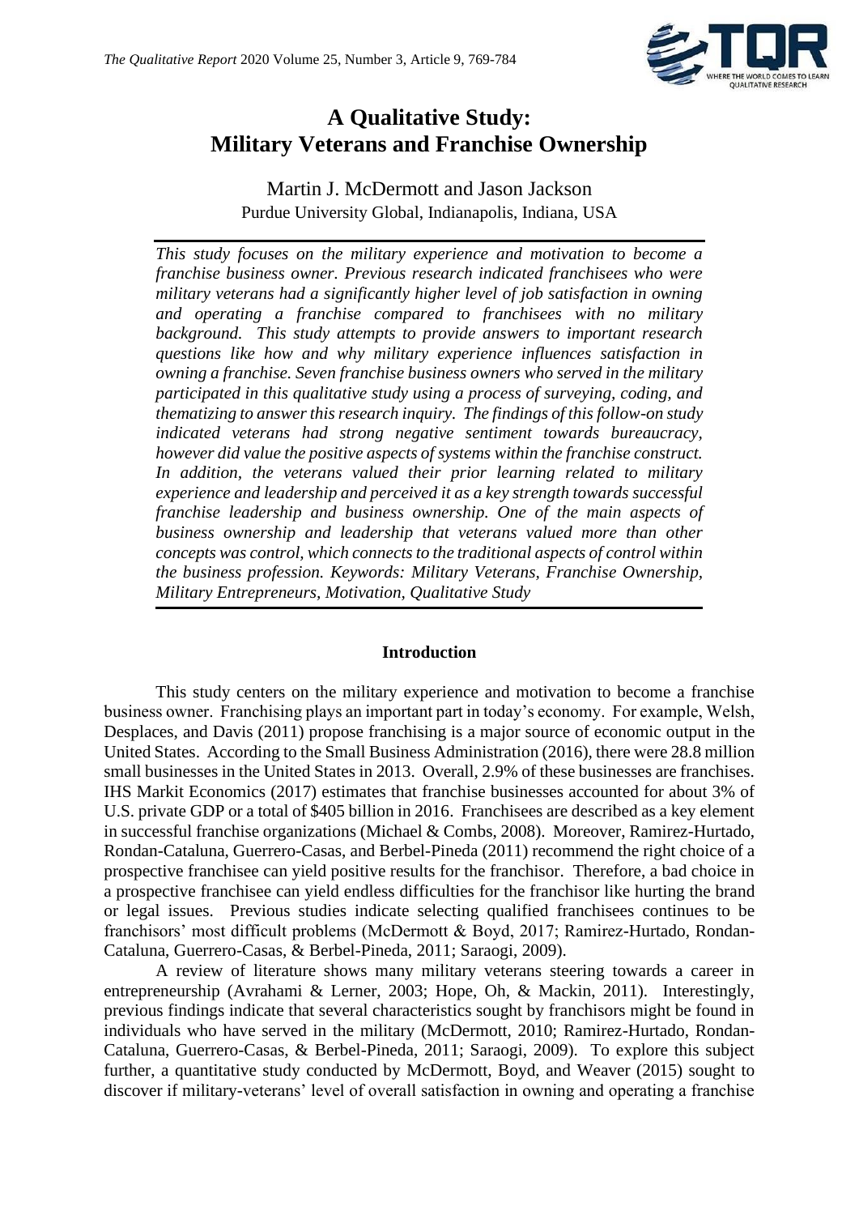# A Qualitative Study: Military Veterans and Franchise Ownership

Martin J. McDermott and Jason Jackson
Purdue University Global, Indianapolis, Indiana, USA

*This study focuses on the military experience and motivation to become a franchise business owner. Previous research indicated franchisees who were military veterans had a significantly higher level of job satisfaction in owning and operating a franchise compared to franchisees with no military background. This study attempts to provide answers to important research questions like how and why military experience influences satisfaction in owning a franchise. Seven franchise business owners who served in the military participated in this qualitative study using a process of surveying, coding, and thematizing to answer this research inquiry. The findings of this follow-on study indicated veterans had strong negative sentiment towards bureaucracy, however did value the positive aspects of systems within the franchise construct. In addition, the veterans valued their prior learning related to military experience and leadership and perceived it as a key strength towards successful franchise leadership and business ownership. One of the main aspects of business ownership and leadership that veterans valued more than other concepts was control, which connects to the traditional aspects of control within the business profession. Keywords: Military Veterans, Franchise Ownership, Military Entrepreneurs, Motivation, Qualitative Study*

## Introduction

This study centers on the military experience and motivation to become a franchise business owner. Franchising plays an important part in today's economy. For example, Welsh, Desplaces, and Davis (2011) propose franchising is a major source of economic output in the United States. According to the Small Business Administration (2016), there were 28.8 million small businesses in the United States in 2013. Overall, 2.9% of these businesses are franchises. IHS Markit Economics (2017) estimates that franchise businesses accounted for about 3% of U.S. private GDP or a total of $405 billion in 2016. Franchisees are described as a key element in successful franchise organizations (Michael & Combs, 2008). Moreover, Ramirez-Hurtado, Rondan-Cataluna, Guerrero-Casas, and Berbel-Pineda (2011) recommend the right choice of a prospective franchisee can yield positive results for the franchisor. Therefore, a bad choice in a prospective franchisee can yield endless difficulties for the franchisor like hurting the brand or legal issues. Previous studies indicate selecting qualified franchisees continues to be franchisors' most difficult problems (McDermott & Boyd, 2017; Ramirez-Hurtado, Rondan-Cataluna, Guerrero-Casas, & Berbel-Pineda, 2011; Saraogi, 2009).

A review of literature shows many military veterans steering towards a career in entrepreneurship (Avrahami & Lerner, 2003; Hope, Oh, & Mackin, 2011). Interestingly, previous findings indicate that several characteristics sought by franchisors might be found in individuals who have served in the military (McDermott, 2010; Ramirez-Hurtado, Rondan-Cataluna, Guerrero-Casas, & Berbel-Pineda, 2011; Saraogi, 2009). To explore this subject further, a quantitative study conducted by McDermott, Boyd, and Weaver (2015) sought to discover if military-veterans' level of overall satisfaction in owning and operating a franchise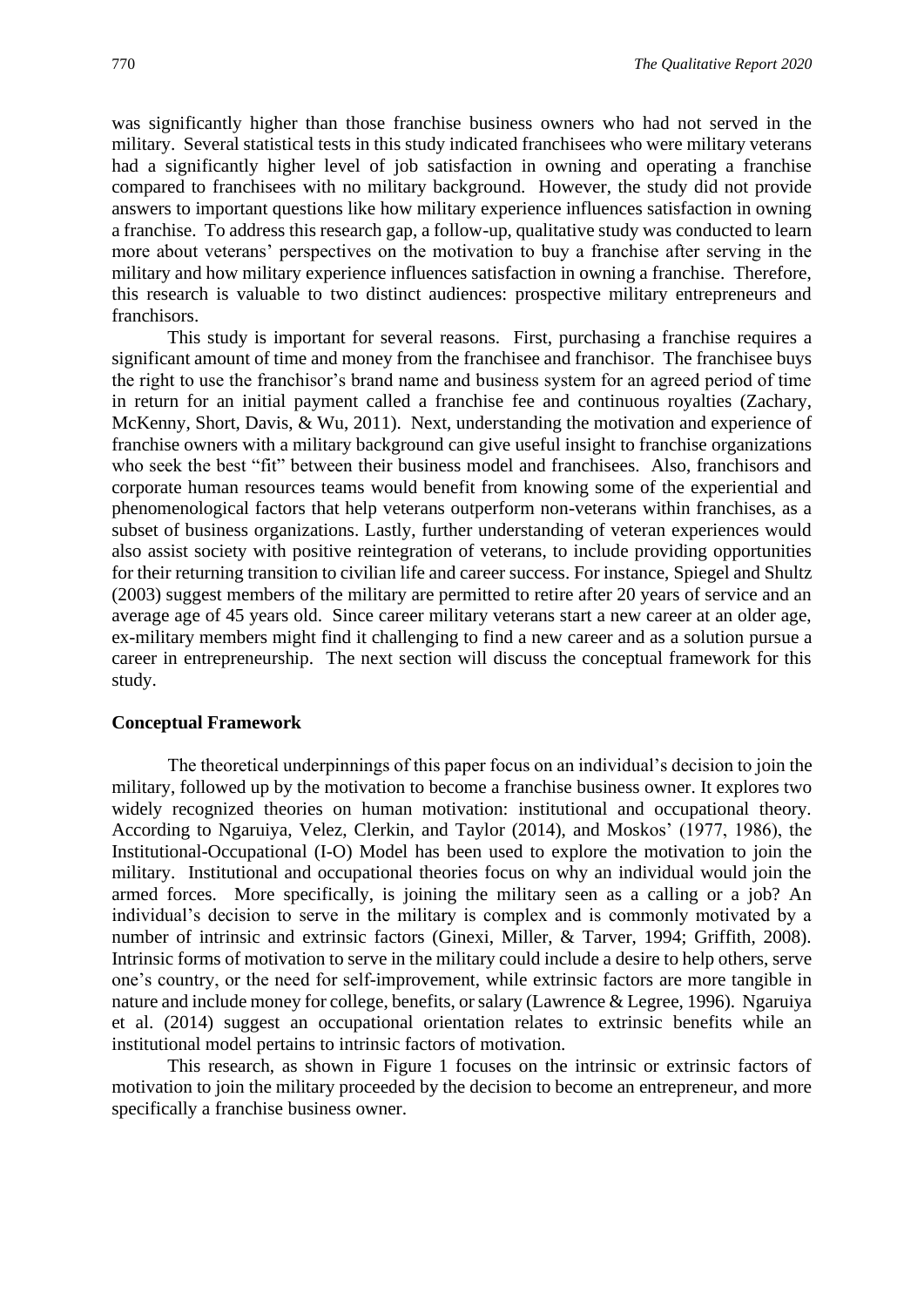was significantly higher than those franchise business owners who had not served in the military. Several statistical tests in this study indicated franchisees who were military veterans had a significantly higher level of job satisfaction in owning and operating a franchise compared to franchisees with no military background. However, the study did not provide answers to important questions like how military experience influences satisfaction in owning a franchise. To address this research gap, a follow-up, qualitative study was conducted to learn more about veterans' perspectives on the motivation to buy a franchise after serving in the military and how military experience influences satisfaction in owning a franchise. Therefore, this research is valuable to two distinct audiences: prospective military entrepreneurs and franchisors.

This study is important for several reasons. First, purchasing a franchise requires a significant amount of time and money from the franchisee and franchisor. The franchisee buys the right to use the franchisor's brand name and business system for an agreed period of time in return for an initial payment called a franchise fee and continuous royalties (Zachary, McKenny, Short, Davis, & Wu, 2011). Next, understanding the motivation and experience of franchise owners with a military background can give useful insight to franchise organizations who seek the best "fit" between their business model and franchisees. Also, franchisors and corporate human resources teams would benefit from knowing some of the experiential and phenomenological factors that help veterans outperform non-veterans within franchises, as a subset of business organizations. Lastly, further understanding of veteran experiences would also assist society with positive reintegration of veterans, to include providing opportunities for their returning transition to civilian life and career success. For instance, Spiegel and Shultz (2003) suggest members of the military are permitted to retire after 20 years of service and an average age of 45 years old. Since career military veterans start a new career at an older age, ex-military members might find it challenging to find a new career and as a solution pursue a career in entrepreneurship. The next section will discuss the conceptual framework for this study.

## Conceptual Framework

The theoretical underpinnings of this paper focus on an individual's decision to join the military, followed up by the motivation to become a franchise business owner. It explores two widely recognized theories on human motivation: institutional and occupational theory. According to Ngaruiya, Velez, Clerkin, and Taylor (2014), and Moskos' (1977, 1986), the Institutional-Occupational (I-O) Model has been used to explore the motivation to join the military. Institutional and occupational theories focus on why an individual would join the armed forces. More specifically, is joining the military seen as a calling or a job? An individual's decision to serve in the military is complex and is commonly motivated by a number of intrinsic and extrinsic factors (Ginexi, Miller, & Tarver, 1994; Griffith, 2008). Intrinsic forms of motivation to serve in the military could include a desire to help others, serve one's country, or the need for self-improvement, while extrinsic factors are more tangible in nature and include money for college, benefits, or salary (Lawrence & Legree, 1996). Ngaruiya et al. (2014) suggest an occupational orientation relates to extrinsic benefits while an institutional model pertains to intrinsic factors of motivation.

This research, as shown in Figure 1 focuses on the intrinsic or extrinsic factors of motivation to join the military proceeded by the decision to become an entrepreneur, and more specifically a franchise business owner.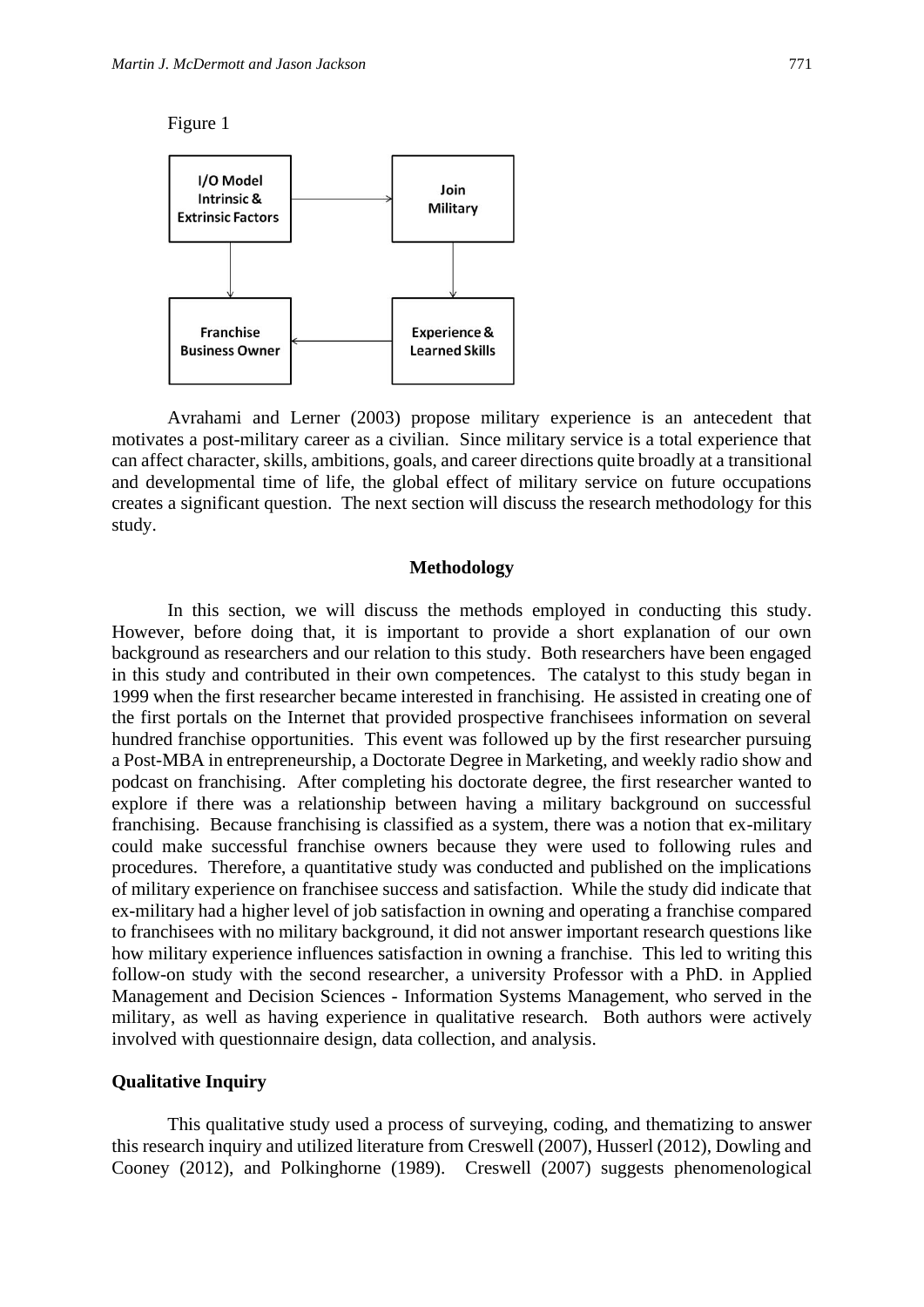Figure 1

Avrahami and Lerner (2003) propose military experience is an antecedent that motivates a post-military career as a civilian. Since military service is a total experience that can affect character, skills, ambitions, goals, and career directions quite broadly at a transitional and developmental time of life, the global effect of military service on future occupations creates a significant question. The next section will discuss the research methodology for this study.

## Methodology

In this section, we will discuss the methods employed in conducting this study. However, before doing that, it is important to provide a short explanation of our own background as researchers and our relation to this study. Both researchers have been engaged in this study and contributed in their own competences. The catalyst to this study began in 1999 when the first researcher became interested in franchising. He assisted in creating one of the first portals on the Internet that provided prospective franchisees information on several hundred franchise opportunities. This event was followed up by the first researcher pursuing a Post-MBA in entrepreneurship, a Doctorate Degree in Marketing, and weekly radio show and podcast on franchising. After completing his doctorate degree, the first researcher wanted to explore if there was a relationship between having a military background on successful franchising. Because franchising is classified as a system, there was a notion that ex-military could make successful franchise owners because they were used to following rules and procedures. Therefore, a quantitative study was conducted and published on the implications of military experience on franchisee success and satisfaction. While the study did indicate that ex-military had a higher level of job satisfaction in owning and operating a franchise compared to franchisees with no military background, it did not answer important research questions like how military experience influences satisfaction in owning a franchise. This led to writing this follow-on study with the second researcher, a university Professor with a PhD. in Applied Management and Decision Sciences - Information Systems Management, who served in the military, as well as having experience in qualitative research. Both authors were actively involved with questionnaire design, data collection, and analysis.

### Qualitative Inquiry

This qualitative study used a process of surveying, coding, and thematizing to answer this research inquiry and utilized literature from Creswell (2007), Husserl (2012), Dowling and Cooney (2012), and Polkinghorne (1989). Creswell (2007) suggests phenomenological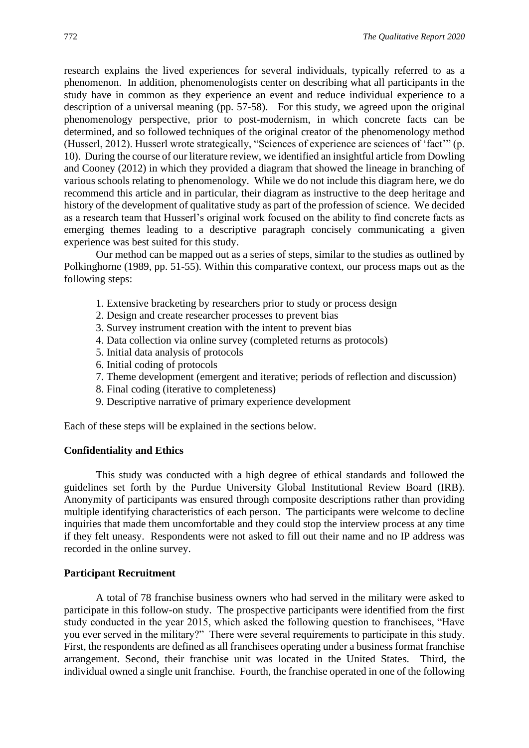research explains the lived experiences for several individuals, typically referred to as a phenomenon. In addition, phenomenologists center on describing what all participants in the study have in common as they experience an event and reduce individual experience to a description of a universal meaning (pp. 57-58). For this study, we agreed upon the original phenomenology perspective, prior to post-modernism, in which concrete facts can be determined, and so followed techniques of the original creator of the phenomenology method (Husserl, 2012). Husserl wrote strategically, "Sciences of experience are sciences of 'fact'" (p. 10). During the course of our literature review, we identified an insightful article from Dowling and Cooney (2012) in which they provided a diagram that showed the lineage in branching of various schools relating to phenomenology. While we do not include this diagram here, we do recommend this article and in particular, their diagram as instructive to the deep heritage and history of the development of qualitative study as part of the profession of science. We decided as a research team that Husserl's original work focused on the ability to find concrete facts as emerging themes leading to a descriptive paragraph concisely communicating a given experience was best suited for this study.

Our method can be mapped out as a series of steps, similar to the studies as outlined by Polkinghorne (1989, pp. 51-55). Within this comparative context, our process maps out as the following steps:

1. Extensive bracketing by researchers prior to study or process design
2. Design and create researcher processes to prevent bias
3. Survey instrument creation with the intent to prevent bias
4. Data collection via online survey (completed returns as protocols)
5. Initial data analysis of protocols
6. Initial coding of protocols
7. Theme development (emergent and iterative; periods of reflection and discussion)
8. Final coding (iterative to completeness)
9. Descriptive narrative of primary experience development

Each of these steps will be explained in the sections below.

## Confidentiality and Ethics

This study was conducted with a high degree of ethical standards and followed the guidelines set forth by the Purdue University Global Institutional Review Board (IRB). Anonymity of participants was ensured through composite descriptions rather than providing multiple identifying characteristics of each person. The participants were welcome to decline inquiries that made them uncomfortable and they could stop the interview process at any time if they felt uneasy. Respondents were not asked to fill out their name and no IP address was recorded in the online survey.

## Participant Recruitment

A total of 78 franchise business owners who had served in the military were asked to participate in this follow-on study. The prospective participants were identified from the first study conducted in the year 2015, which asked the following question to franchisees, "Have you ever served in the military?" There were several requirements to participate in this study. First, the respondents are defined as all franchisees operating under a business format franchise arrangement. Second, their franchise unit was located in the United States. Third, the individual owned a single unit franchise. Fourth, the franchise operated in one of the following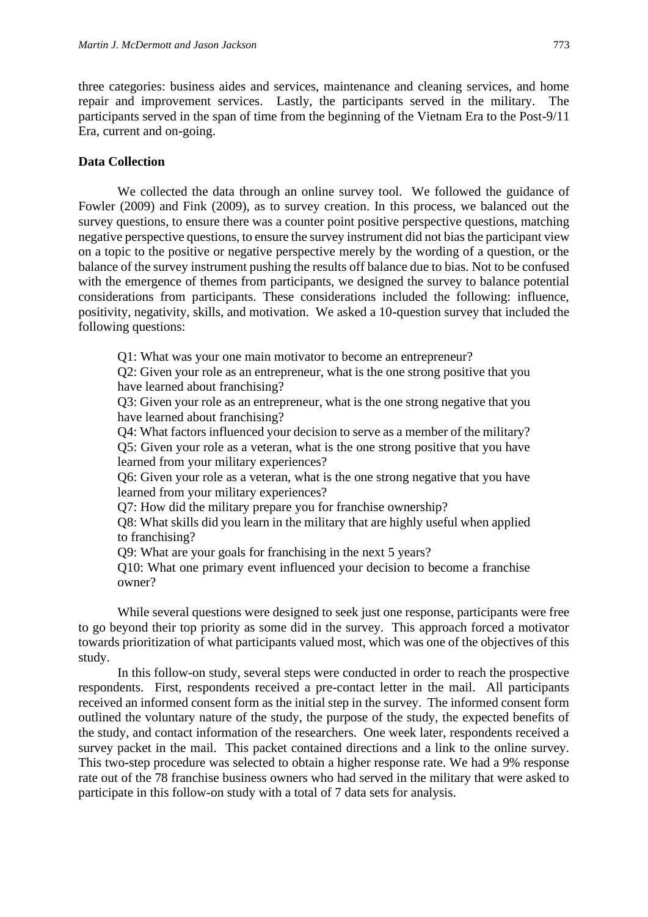three categories: business aides and services, maintenance and cleaning services, and home repair and improvement services. Lastly, the participants served in the military. The participants served in the span of time from the beginning of the Vietnam Era to the Post-9/11 Era, current and on-going.

**Data Collection**

We collected the data through an online survey tool. We followed the guidance of Fowler (2009) and Fink (2009), as to survey creation. In this process, we balanced out the survey questions, to ensure there was a counter point positive perspective questions, matching negative perspective questions, to ensure the survey instrument did not bias the participant view on a topic to the positive or negative perspective merely by the wording of a question, or the balance of the survey instrument pushing the results off balance due to bias. Not to be confused with the emergence of themes from participants, we designed the survey to balance potential considerations from participants. These considerations included the following: influence, positivity, negativity, skills, and motivation. We asked a 10-question survey that included the following questions:

> Q1: What was your one main motivator to become an entrepreneur?
> Q2: Given your role as an entrepreneur, what is the one strong positive that you have learned about franchising?
> Q3: Given your role as an entrepreneur, what is the one strong negative that you have learned about franchising?
> Q4: What factors influenced your decision to serve as a member of the military?
> Q5: Given your role as a veteran, what is the one strong positive that you have learned from your military experiences?
> Q6: Given your role as a veteran, what is the one strong negative that you have learned from your military experiences?
> Q7: How did the military prepare you for franchise ownership?
> Q8: What skills did you learn in the military that are highly useful when applied to franchising?
> Q9: What are your goals for franchising in the next 5 years?
> Q10: What one primary event influenced your decision to become a franchise owner?

While several questions were designed to seek just one response, participants were free to go beyond their top priority as some did in the survey. This approach forced a motivator towards prioritization of what participants valued most, which was one of the objectives of this study.

In this follow-on study, several steps were conducted in order to reach the prospective respondents. First, respondents received a pre-contact letter in the mail. All participants received an informed consent form as the initial step in the survey. The informed consent form outlined the voluntary nature of the study, the purpose of the study, the expected benefits of the study, and contact information of the researchers. One week later, respondents received a survey packet in the mail. This packet contained directions and a link to the online survey. This two-step procedure was selected to obtain a higher response rate. We had a 9% response rate out of the 78 franchise business owners who had served in the military that were asked to participate in this follow-on study with a total of 7 data sets for analysis.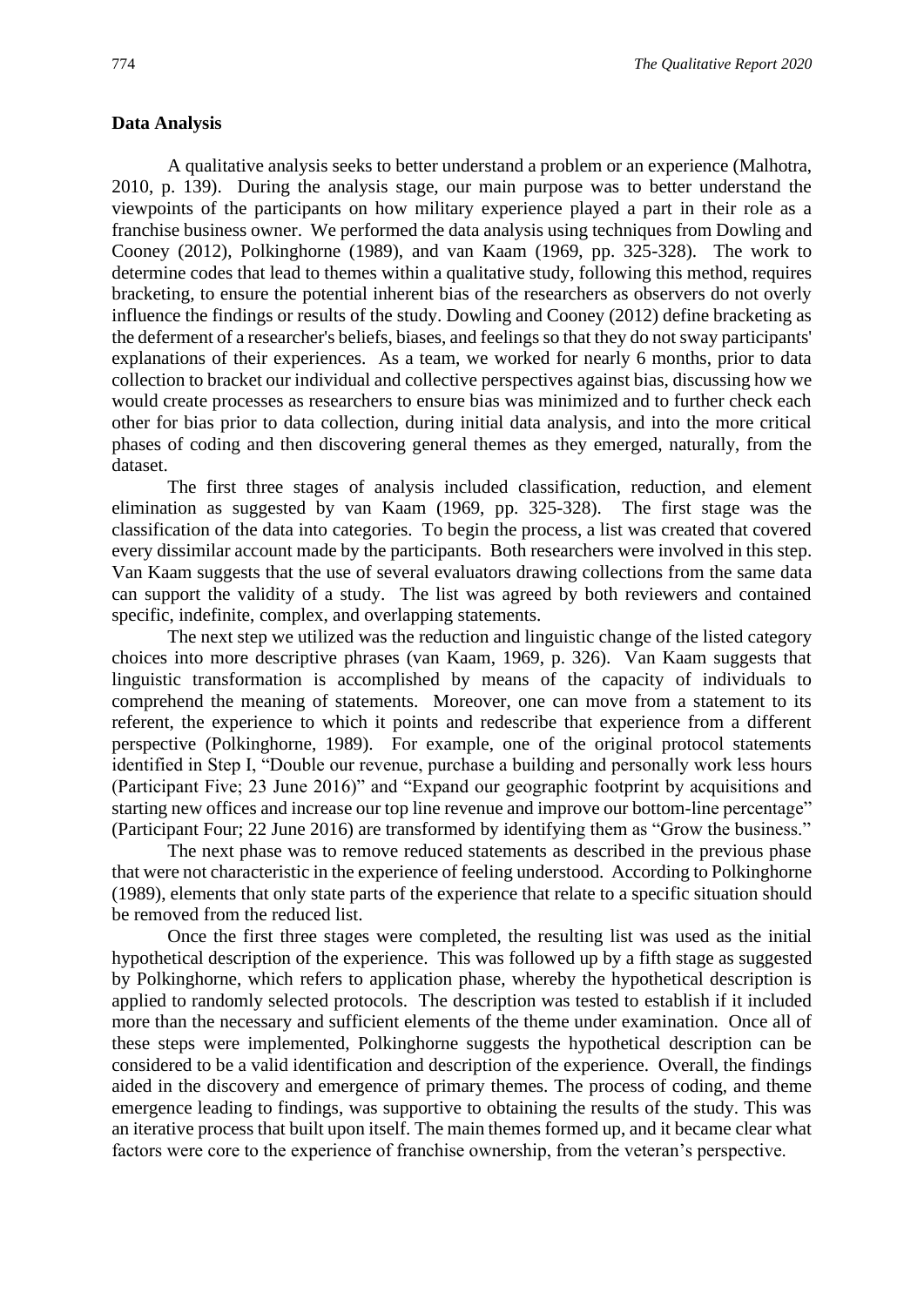**Data Analysis**

A qualitative analysis seeks to better understand a problem or an experience (Malhotra, 2010, p. 139). During the analysis stage, our main purpose was to better understand the viewpoints of the participants on how military experience played a part in their role as a franchise business owner. We performed the data analysis using techniques from Dowling and Cooney (2012), Polkinghorne (1989), and van Kaam (1969, pp. 325-328). The work to determine codes that lead to themes within a qualitative study, following this method, requires bracketing, to ensure the potential inherent bias of the researchers as observers do not overly influence the findings or results of the study. Dowling and Cooney (2012) define bracketing as the deferment of a researcher's beliefs, biases, and feelings so that they do not sway participants' explanations of their experiences. As a team, we worked for nearly 6 months, prior to data collection to bracket our individual and collective perspectives against bias, discussing how we would create processes as researchers to ensure bias was minimized and to further check each other for bias prior to data collection, during initial data analysis, and into the more critical phases of coding and then discovering general themes as they emerged, naturally, from the dataset.

The first three stages of analysis included classification, reduction, and element elimination as suggested by van Kaam (1969, pp. 325-328). The first stage was the classification of the data into categories. To begin the process, a list was created that covered every dissimilar account made by the participants. Both researchers were involved in this step. Van Kaam suggests that the use of several evaluators drawing collections from the same data can support the validity of a study. The list was agreed by both reviewers and contained specific, indefinite, complex, and overlapping statements.

The next step we utilized was the reduction and linguistic change of the listed category choices into more descriptive phrases (van Kaam, 1969, p. 326). Van Kaam suggests that linguistic transformation is accomplished by means of the capacity of individuals to comprehend the meaning of statements. Moreover, one can move from a statement to its referent, the experience to which it points and redescribe that experience from a different perspective (Polkinghorne, 1989). For example, one of the original protocol statements identified in Step I, "Double our revenue, purchase a building and personally work less hours (Participant Five; 23 June 2016)" and "Expand our geographic footprint by acquisitions and starting new offices and increase our top line revenue and improve our bottom-line percentage" (Participant Four; 22 June 2016) are transformed by identifying them as "Grow the business."

The next phase was to remove reduced statements as described in the previous phase that were not characteristic in the experience of feeling understood. According to Polkinghorne (1989), elements that only state parts of the experience that relate to a specific situation should be removed from the reduced list.

Once the first three stages were completed, the resulting list was used as the initial hypothetical description of the experience. This was followed up by a fifth stage as suggested by Polkinghorne, which refers to application phase, whereby the hypothetical description is applied to randomly selected protocols. The description was tested to establish if it included more than the necessary and sufficient elements of the theme under examination. Once all of these steps were implemented, Polkinghorne suggests the hypothetical description can be considered to be a valid identification and description of the experience. Overall, the findings aided in the discovery and emergence of primary themes. The process of coding, and theme emergence leading to findings, was supportive to obtaining the results of the study. This was an iterative process that built upon itself. The main themes formed up, and it became clear what factors were core to the experience of franchise ownership, from the veteran's perspective.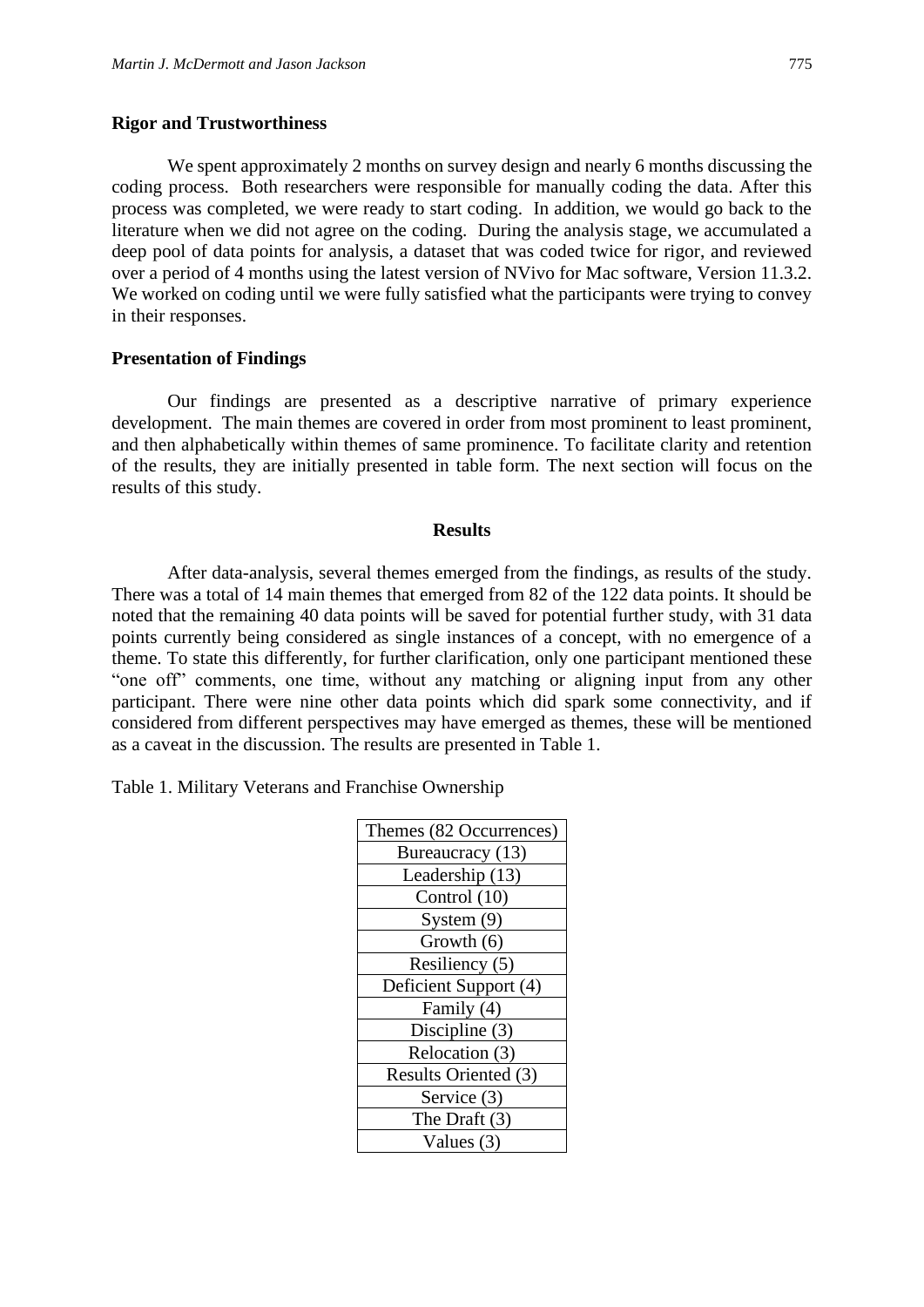### Rigor and Trustworthiness

We spent approximately 2 months on survey design and nearly 6 months discussing the coding process. Both researchers were responsible for manually coding the data. After this process was completed, we were ready to start coding. In addition, we would go back to the literature when we did not agree on the coding. During the analysis stage, we accumulated a deep pool of data points for analysis, a dataset that was coded twice for rigor, and reviewed over a period of 4 months using the latest version of NVivo for Mac software, Version 11.3.2. We worked on coding until we were fully satisfied what the participants were trying to convey in their responses.

### Presentation of Findings

Our findings are presented as a descriptive narrative of primary experience development. The main themes are covered in order from most prominent to least prominent, and then alphabetically within themes of same prominence. To facilitate clarity and retention of the results, they are initially presented in table form. The next section will focus on the results of this study.

## Results

After data-analysis, several themes emerged from the findings, as results of the study. There was a total of 14 main themes that emerged from 82 of the 122 data points. It should be noted that the remaining 40 data points will be saved for potential further study, with 31 data points currently being considered as single instances of a concept, with no emergence of a theme. To state this differently, for further clarification, only one participant mentioned these "one off" comments, one time, without any matching or aligning input from any other participant. There were nine other data points which did spark some connectivity, and if considered from different perspectives may have emerged as themes, these will be mentioned as a caveat in the discussion. The results are presented in Table 1.

Table 1. Military Veterans and Franchise Ownership

| Themes (82 Occurrences) |
|---|
| Bureaucracy (13) |
| Leadership (13) |
| Control (10) |
| System (9) |
| Growth (6) |
| Resiliency (5) |
| Deficient Support (4) |
| Family (4) |
| Discipline (3) |
| Relocation (3) |
| Results Oriented (3) |
| Service (3) |
| The Draft (3) |
| Values (3) |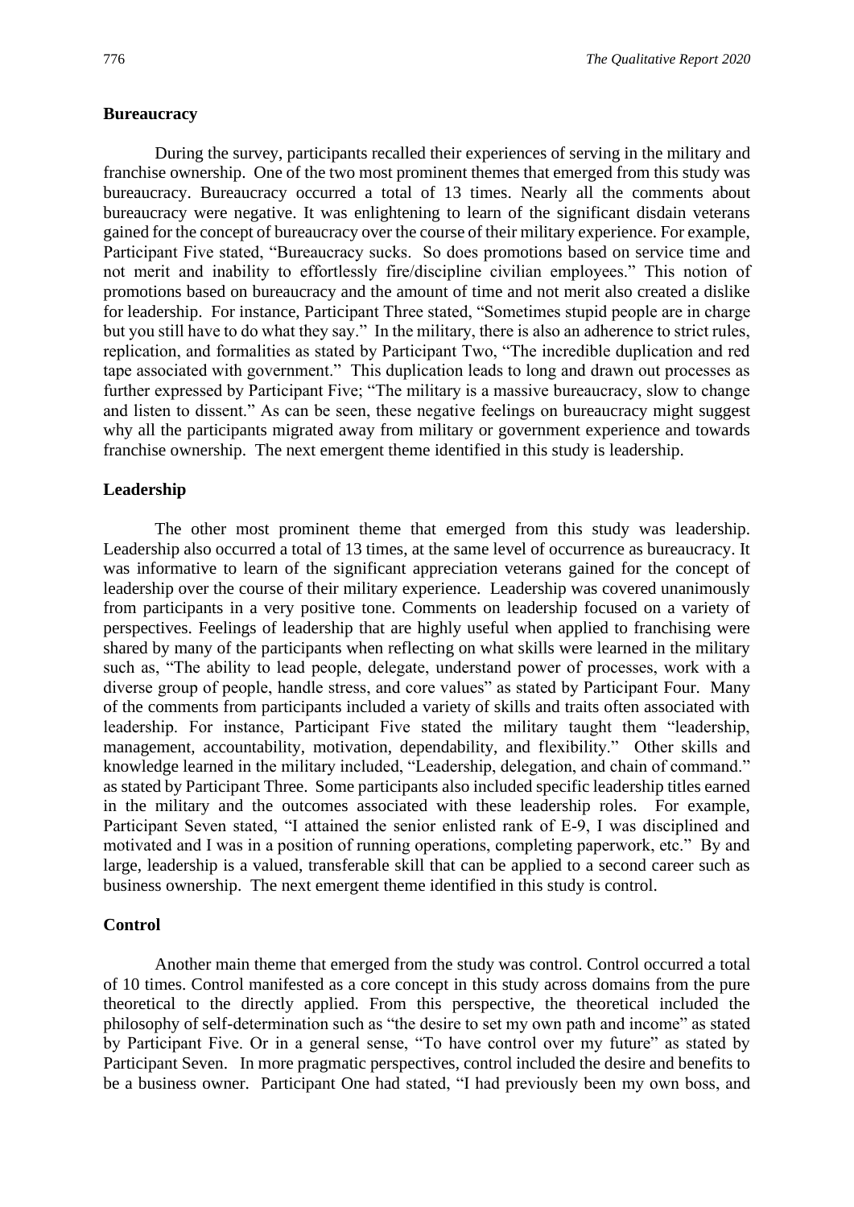### Bureaucracy

During the survey, participants recalled their experiences of serving in the military and franchise ownership. One of the two most prominent themes that emerged from this study was bureaucracy. Bureaucracy occurred a total of 13 times. Nearly all the comments about bureaucracy were negative. It was enlightening to learn of the significant disdain veterans gained for the concept of bureaucracy over the course of their military experience. For example, Participant Five stated, "Bureaucracy sucks. So does promotions based on service time and not merit and inability to effortlessly fire/discipline civilian employees." This notion of promotions based on bureaucracy and the amount of time and not merit also created a dislike for leadership. For instance, Participant Three stated, "Sometimes stupid people are in charge but you still have to do what they say." In the military, there is also an adherence to strict rules, replication, and formalities as stated by Participant Two, "The incredible duplication and red tape associated with government." This duplication leads to long and drawn out processes as further expressed by Participant Five; "The military is a massive bureaucracy, slow to change and listen to dissent." As can be seen, these negative feelings on bureaucracy might suggest why all the participants migrated away from military or government experience and towards franchise ownership. The next emergent theme identified in this study is leadership.

### Leadership

The other most prominent theme that emerged from this study was leadership. Leadership also occurred a total of 13 times, at the same level of occurrence as bureaucracy. It was informative to learn of the significant appreciation veterans gained for the concept of leadership over the course of their military experience. Leadership was covered unanimously from participants in a very positive tone. Comments on leadership focused on a variety of perspectives. Feelings of leadership that are highly useful when applied to franchising were shared by many of the participants when reflecting on what skills were learned in the military such as, "The ability to lead people, delegate, understand power of processes, work with a diverse group of people, handle stress, and core values" as stated by Participant Four. Many of the comments from participants included a variety of skills and traits often associated with leadership. For instance, Participant Five stated the military taught them "leadership, management, accountability, motivation, dependability, and flexibility." Other skills and knowledge learned in the military included, "Leadership, delegation, and chain of command." as stated by Participant Three. Some participants also included specific leadership titles earned in the military and the outcomes associated with these leadership roles. For example, Participant Seven stated, "I attained the senior enlisted rank of E-9, I was disciplined and motivated and I was in a position of running operations, completing paperwork, etc." By and large, leadership is a valued, transferable skill that can be applied to a second career such as business ownership. The next emergent theme identified in this study is control.

### Control

Another main theme that emerged from the study was control. Control occurred a total of 10 times. Control manifested as a core concept in this study across domains from the pure theoretical to the directly applied. From this perspective, the theoretical included the philosophy of self-determination such as "the desire to set my own path and income" as stated by Participant Five. Or in a general sense, "To have control over my future" as stated by Participant Seven. In more pragmatic perspectives, control included the desire and benefits to be a business owner. Participant One had stated, "I had previously been my own boss, and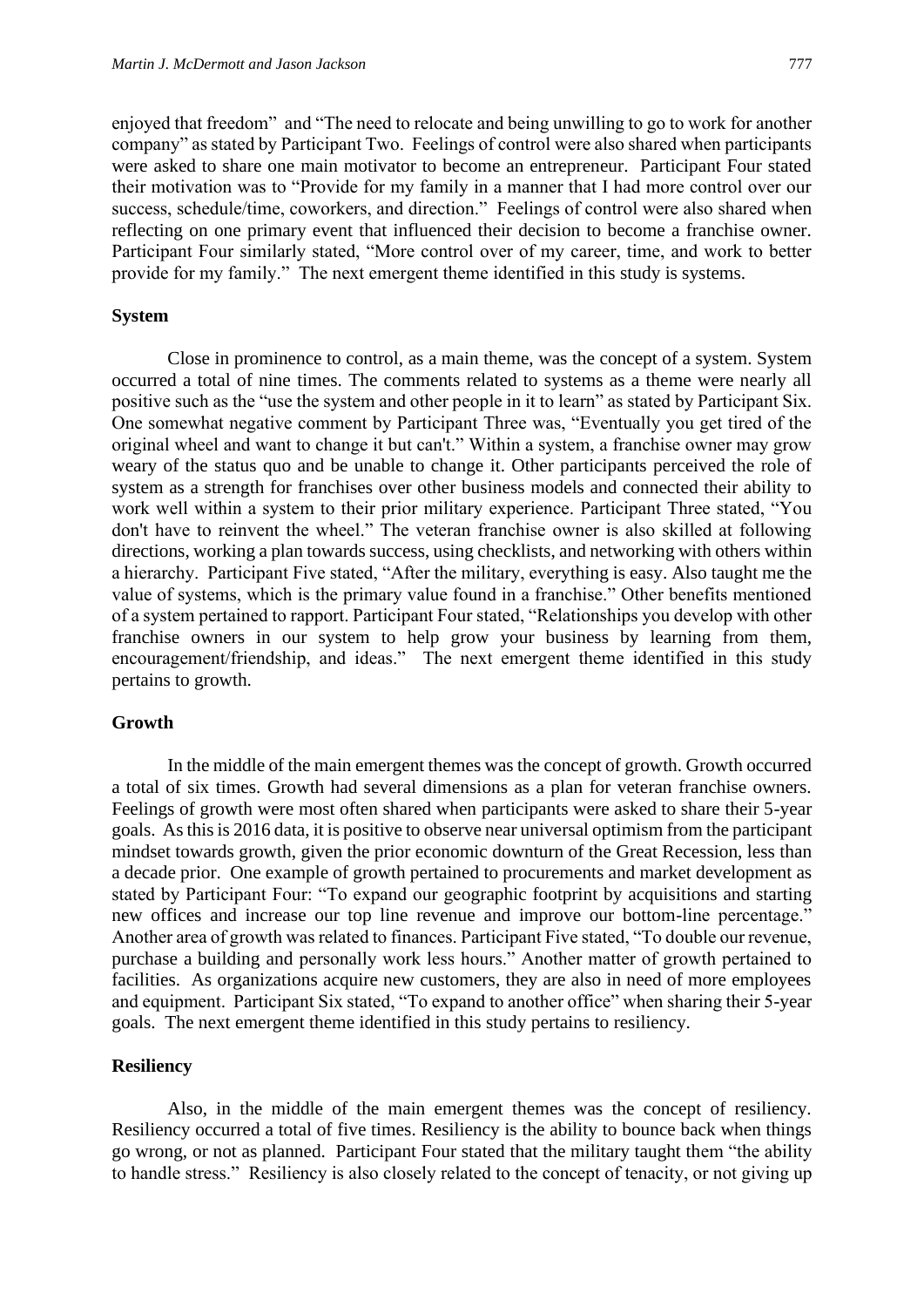enjoyed that freedom" and "The need to relocate and being unwilling to go to work for another company" as stated by Participant Two. Feelings of control were also shared when participants were asked to share one main motivator to become an entrepreneur. Participant Four stated their motivation was to "Provide for my family in a manner that I had more control over our success, schedule/time, coworkers, and direction." Feelings of control were also shared when reflecting on one primary event that influenced their decision to become a franchise owner. Participant Four similarly stated, "More control over of my career, time, and work to better provide for my family." The next emergent theme identified in this study is systems.

### System

Close in prominence to control, as a main theme, was the concept of a system. System occurred a total of nine times. The comments related to systems as a theme were nearly all positive such as the "use the system and other people in it to learn" as stated by Participant Six. One somewhat negative comment by Participant Three was, "Eventually you get tired of the original wheel and want to change it but can't." Within a system, a franchise owner may grow weary of the status quo and be unable to change it. Other participants perceived the role of system as a strength for franchises over other business models and connected their ability to work well within a system to their prior military experience. Participant Three stated, "You don't have to reinvent the wheel." The veteran franchise owner is also skilled at following directions, working a plan towards success, using checklists, and networking with others within a hierarchy. Participant Five stated, "After the military, everything is easy. Also taught me the value of systems, which is the primary value found in a franchise." Other benefits mentioned of a system pertained to rapport. Participant Four stated, "Relationships you develop with other franchise owners in our system to help grow your business by learning from them, encouragement/friendship, and ideas." The next emergent theme identified in this study pertains to growth.

### Growth

In the middle of the main emergent themes was the concept of growth. Growth occurred a total of six times. Growth had several dimensions as a plan for veteran franchise owners. Feelings of growth were most often shared when participants were asked to share their 5-year goals. As this is 2016 data, it is positive to observe near universal optimism from the participant mindset towards growth, given the prior economic downturn of the Great Recession, less than a decade prior. One example of growth pertained to procurements and market development as stated by Participant Four: "To expand our geographic footprint by acquisitions and starting new offices and increase our top line revenue and improve our bottom-line percentage." Another area of growth was related to finances. Participant Five stated, "To double our revenue, purchase a building and personally work less hours." Another matter of growth pertained to facilities. As organizations acquire new customers, they are also in need of more employees and equipment. Participant Six stated, "To expand to another office" when sharing their 5-year goals. The next emergent theme identified in this study pertains to resiliency.

### Resiliency

Also, in the middle of the main emergent themes was the concept of resiliency. Resiliency occurred a total of five times. Resiliency is the ability to bounce back when things go wrong, or not as planned. Participant Four stated that the military taught them "the ability to handle stress." Resiliency is also closely related to the concept of tenacity, or not giving up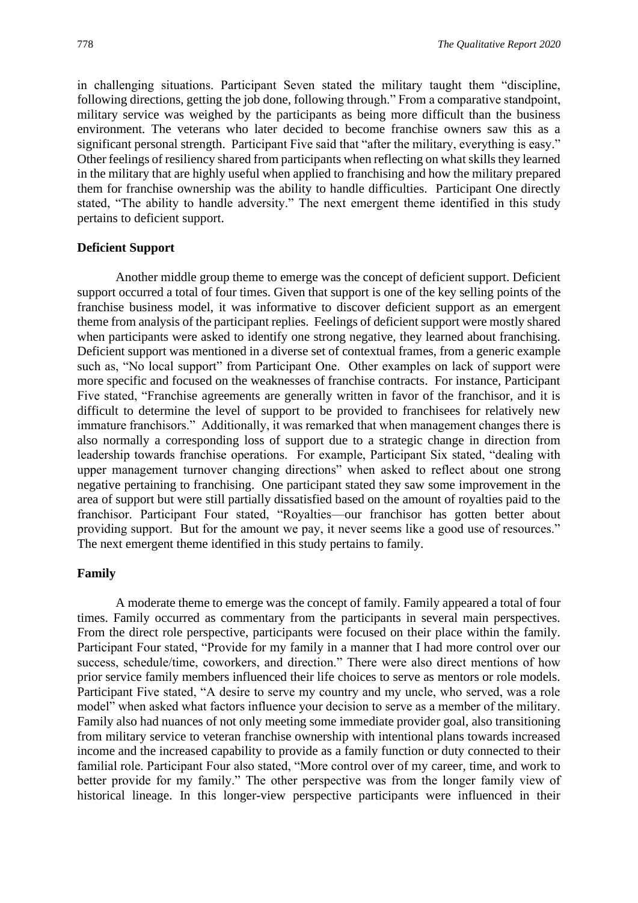in challenging situations. Participant Seven stated the military taught them "discipline, following directions, getting the job done, following through." From a comparative standpoint, military service was weighed by the participants as being more difficult than the business environment. The veterans who later decided to become franchise owners saw this as a significant personal strength. Participant Five said that "after the military, everything is easy." Other feelings of resiliency shared from participants when reflecting on what skills they learned in the military that are highly useful when applied to franchising and how the military prepared them for franchise ownership was the ability to handle difficulties. Participant One directly stated, "The ability to handle adversity." The next emergent theme identified in this study pertains to deficient support.

**Deficient Support**

Another middle group theme to emerge was the concept of deficient support. Deficient support occurred a total of four times. Given that support is one of the key selling points of the franchise business model, it was informative to discover deficient support as an emergent theme from analysis of the participant replies. Feelings of deficient support were mostly shared when participants were asked to identify one strong negative, they learned about franchising. Deficient support was mentioned in a diverse set of contextual frames, from a generic example such as, "No local support" from Participant One. Other examples on lack of support were more specific and focused on the weaknesses of franchise contracts. For instance, Participant Five stated, "Franchise agreements are generally written in favor of the franchisor, and it is difficult to determine the level of support to be provided to franchisees for relatively new immature franchisors." Additionally, it was remarked that when management changes there is also normally a corresponding loss of support due to a strategic change in direction from leadership towards franchise operations. For example, Participant Six stated, "dealing with upper management turnover changing directions" when asked to reflect about one strong negative pertaining to franchising. One participant stated they saw some improvement in the area of support but were still partially dissatisfied based on the amount of royalties paid to the franchisor. Participant Four stated, "Royalties—our franchisor has gotten better about providing support. But for the amount we pay, it never seems like a good use of resources." The next emergent theme identified in this study pertains to family.

**Family**

A moderate theme to emerge was the concept of family. Family appeared a total of four times. Family occurred as commentary from the participants in several main perspectives. From the direct role perspective, participants were focused on their place within the family. Participant Four stated, "Provide for my family in a manner that I had more control over our success, schedule/time, coworkers, and direction." There were also direct mentions of how prior service family members influenced their life choices to serve as mentors or role models. Participant Five stated, "A desire to serve my country and my uncle, who served, was a role model" when asked what factors influence your decision to serve as a member of the military. Family also had nuances of not only meeting some immediate provider goal, also transitioning from military service to veteran franchise ownership with intentional plans towards increased income and the increased capability to provide as a family function or duty connected to their familial role. Participant Four also stated, "More control over of my career, time, and work to better provide for my family." The other perspective was from the longer family view of historical lineage. In this longer-view perspective participants were influenced in their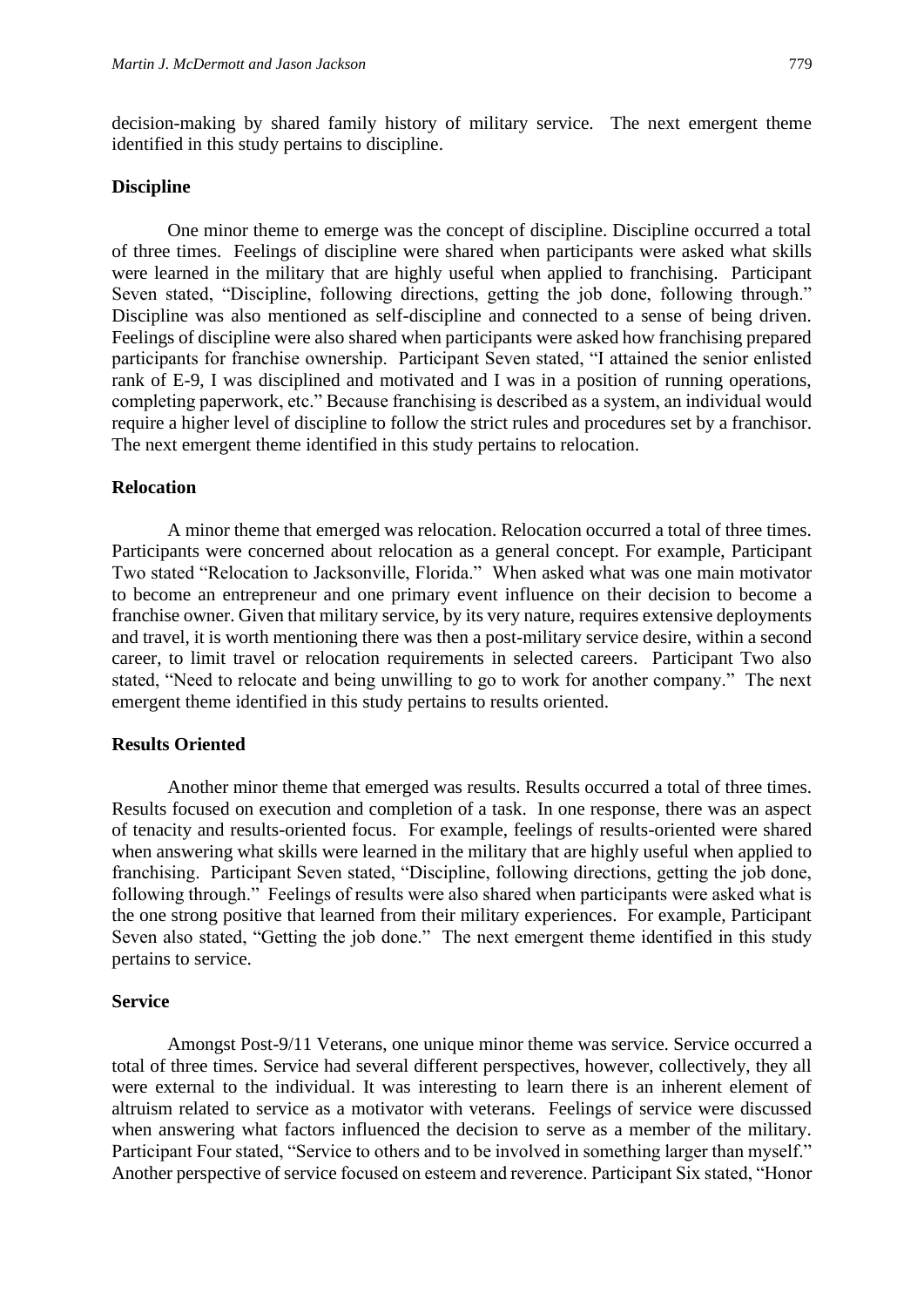decision-making by shared family history of military service. The next emergent theme identified in this study pertains to discipline.

### Discipline

One minor theme to emerge was the concept of discipline. Discipline occurred a total of three times. Feelings of discipline were shared when participants were asked what skills were learned in the military that are highly useful when applied to franchising. Participant Seven stated, "Discipline, following directions, getting the job done, following through." Discipline was also mentioned as self-discipline and connected to a sense of being driven. Feelings of discipline were also shared when participants were asked how franchising prepared participants for franchise ownership. Participant Seven stated, "I attained the senior enlisted rank of E-9, I was disciplined and motivated and I was in a position of running operations, completing paperwork, etc." Because franchising is described as a system, an individual would require a higher level of discipline to follow the strict rules and procedures set by a franchisor. The next emergent theme identified in this study pertains to relocation.

### Relocation

A minor theme that emerged was relocation. Relocation occurred a total of three times. Participants were concerned about relocation as a general concept. For example, Participant Two stated "Relocation to Jacksonville, Florida." When asked what was one main motivator to become an entrepreneur and one primary event influence on their decision to become a franchise owner. Given that military service, by its very nature, requires extensive deployments and travel, it is worth mentioning there was then a post-military service desire, within a second career, to limit travel or relocation requirements in selected careers. Participant Two also stated, "Need to relocate and being unwilling to go to work for another company." The next emergent theme identified in this study pertains to results oriented.

### Results Oriented

Another minor theme that emerged was results. Results occurred a total of three times. Results focused on execution and completion of a task. In one response, there was an aspect of tenacity and results-oriented focus. For example, feelings of results-oriented were shared when answering what skills were learned in the military that are highly useful when applied to franchising. Participant Seven stated, "Discipline, following directions, getting the job done, following through." Feelings of results were also shared when participants were asked what is the one strong positive that learned from their military experiences. For example, Participant Seven also stated, "Getting the job done." The next emergent theme identified in this study pertains to service.

### Service

Amongst Post-9/11 Veterans, one unique minor theme was service. Service occurred a total of three times. Service had several different perspectives, however, collectively, they all were external to the individual. It was interesting to learn there is an inherent element of altruism related to service as a motivator with veterans. Feelings of service were discussed when answering what factors influenced the decision to serve as a member of the military. Participant Four stated, "Service to others and to be involved in something larger than myself." Another perspective of service focused on esteem and reverence. Participant Six stated, "Honor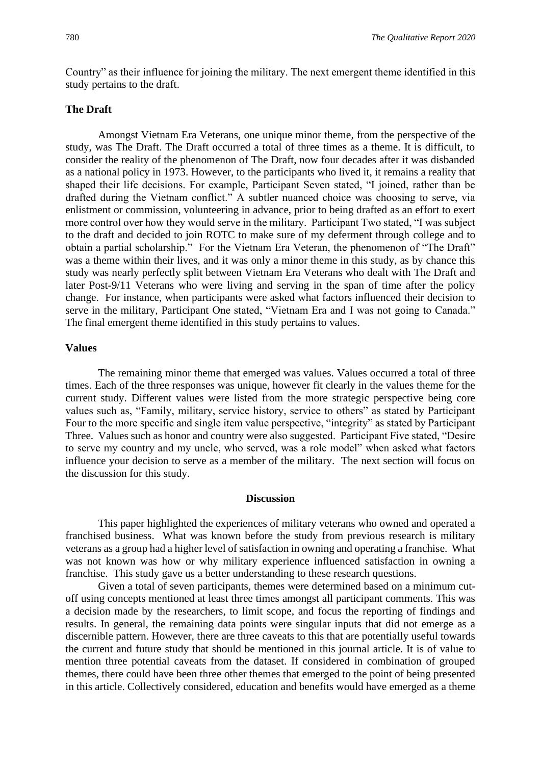Country" as their influence for joining the military. The next emergent theme identified in this study pertains to the draft.

### The Draft

Amongst Vietnam Era Veterans, one unique minor theme, from the perspective of the study, was The Draft. The Draft occurred a total of three times as a theme. It is difficult, to consider the reality of the phenomenon of The Draft, now four decades after it was disbanded as a national policy in 1973. However, to the participants who lived it, it remains a reality that shaped their life decisions. For example, Participant Seven stated, "I joined, rather than be drafted during the Vietnam conflict." A subtler nuanced choice was choosing to serve, via enlistment or commission, volunteering in advance, prior to being drafted as an effort to exert more control over how they would serve in the military. Participant Two stated, "I was subject to the draft and decided to join ROTC to make sure of my deferment through college and to obtain a partial scholarship." For the Vietnam Era Veteran, the phenomenon of "The Draft" was a theme within their lives, and it was only a minor theme in this study, as by chance this study was nearly perfectly split between Vietnam Era Veterans who dealt with The Draft and later Post-9/11 Veterans who were living and serving in the span of time after the policy change. For instance, when participants were asked what factors influenced their decision to serve in the military, Participant One stated, "Vietnam Era and I was not going to Canada." The final emergent theme identified in this study pertains to values.

### Values

The remaining minor theme that emerged was values. Values occurred a total of three times. Each of the three responses was unique, however fit clearly in the values theme for the current study. Different values were listed from the more strategic perspective being core values such as, "Family, military, service history, service to others" as stated by Participant Four to the more specific and single item value perspective, "integrity" as stated by Participant Three. Values such as honor and country were also suggested. Participant Five stated, "Desire to serve my country and my uncle, who served, was a role model" when asked what factors influence your decision to serve as a member of the military. The next section will focus on the discussion for this study.

## Discussion

This paper highlighted the experiences of military veterans who owned and operated a franchised business. What was known before the study from previous research is military veterans as a group had a higher level of satisfaction in owning and operating a franchise. What was not known was how or why military experience influenced satisfaction in owning a franchise. This study gave us a better understanding to these research questions.

Given a total of seven participants, themes were determined based on a minimum cut-off using concepts mentioned at least three times amongst all participant comments. This was a decision made by the researchers, to limit scope, and focus the reporting of findings and results. In general, the remaining data points were singular inputs that did not emerge as a discernible pattern. However, there are three caveats to this that are potentially useful towards the current and future study that should be mentioned in this journal article. It is of value to mention three potential caveats from the dataset. If considered in combination of grouped themes, there could have been three other themes that emerged to the point of being presented in this article. Collectively considered, education and benefits would have emerged as a theme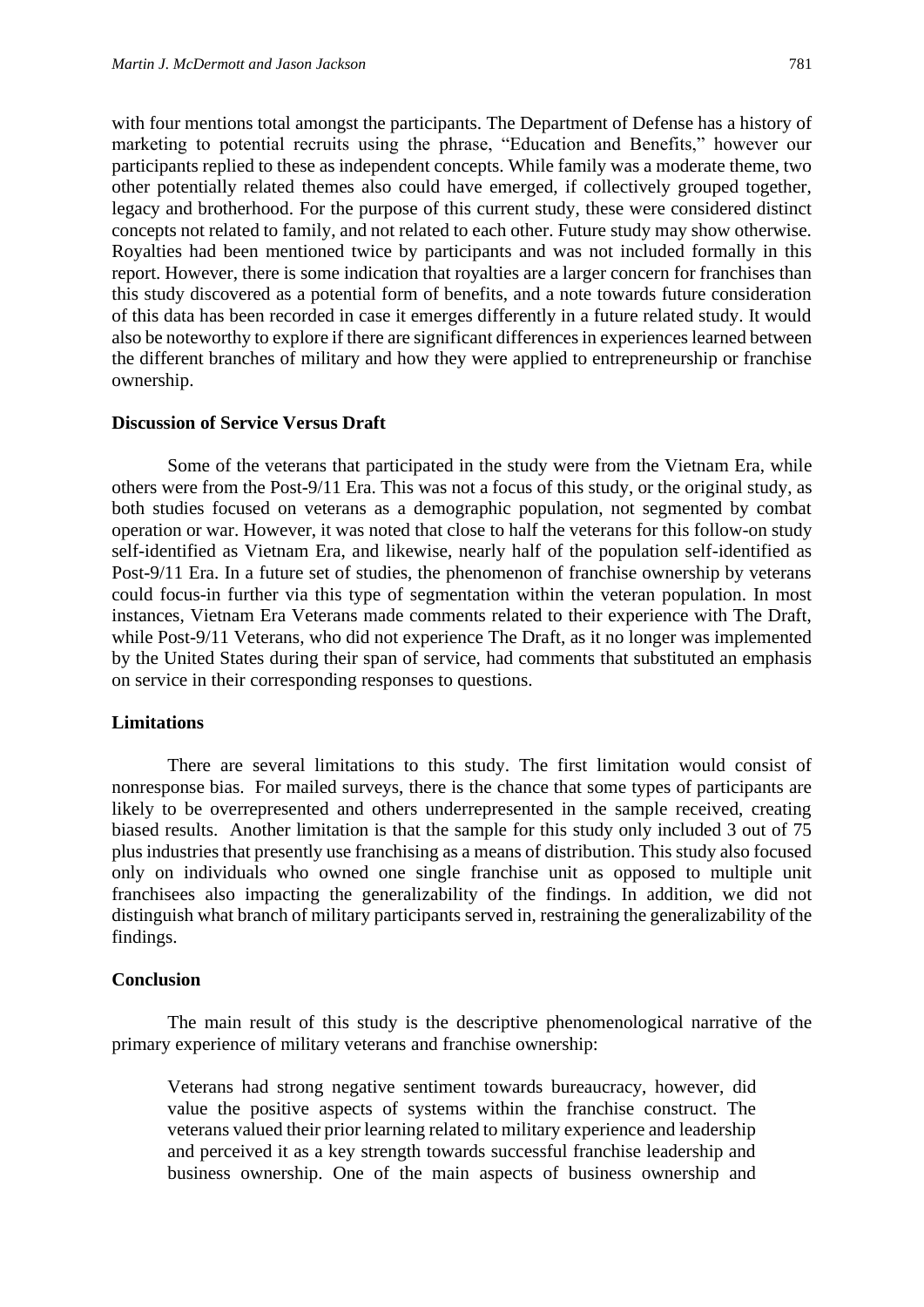with four mentions total amongst the participants. The Department of Defense has a history of marketing to potential recruits using the phrase, "Education and Benefits," however our participants replied to these as independent concepts. While family was a moderate theme, two other potentially related themes also could have emerged, if collectively grouped together, legacy and brotherhood. For the purpose of this current study, these were considered distinct concepts not related to family, and not related to each other. Future study may show otherwise. Royalties had been mentioned twice by participants and was not included formally in this report. However, there is some indication that royalties are a larger concern for franchises than this study discovered as a potential form of benefits, and a note towards future consideration of this data has been recorded in case it emerges differently in a future related study. It would also be noteworthy to explore if there are significant differences in experiences learned between the different branches of military and how they were applied to entrepreneurship or franchise ownership.

### Discussion of Service Versus Draft

Some of the veterans that participated in the study were from the Vietnam Era, while others were from the Post-9/11 Era. This was not a focus of this study, or the original study, as both studies focused on veterans as a demographic population, not segmented by combat operation or war. However, it was noted that close to half the veterans for this follow-on study self-identified as Vietnam Era, and likewise, nearly half of the population self-identified as Post-9/11 Era. In a future set of studies, the phenomenon of franchise ownership by veterans could focus-in further via this type of segmentation within the veteran population. In most instances, Vietnam Era Veterans made comments related to their experience with The Draft, while Post-9/11 Veterans, who did not experience The Draft, as it no longer was implemented by the United States during their span of service, had comments that substituted an emphasis on service in their corresponding responses to questions.

### Limitations

There are several limitations to this study. The first limitation would consist of nonresponse bias. For mailed surveys, there is the chance that some types of participants are likely to be overrepresented and others underrepresented in the sample received, creating biased results. Another limitation is that the sample for this study only included 3 out of 75 plus industries that presently use franchising as a means of distribution. This study also focused only on individuals who owned one single franchise unit as opposed to multiple unit franchisees also impacting the generalizability of the findings. In addition, we did not distinguish what branch of military participants served in, restraining the generalizability of the findings.

### Conclusion

The main result of this study is the descriptive phenomenological narrative of the primary experience of military veterans and franchise ownership:

> Veterans had strong negative sentiment towards bureaucracy, however, did value the positive aspects of systems within the franchise construct. The veterans valued their prior learning related to military experience and leadership and perceived it as a key strength towards successful franchise leadership and business ownership. One of the main aspects of business ownership and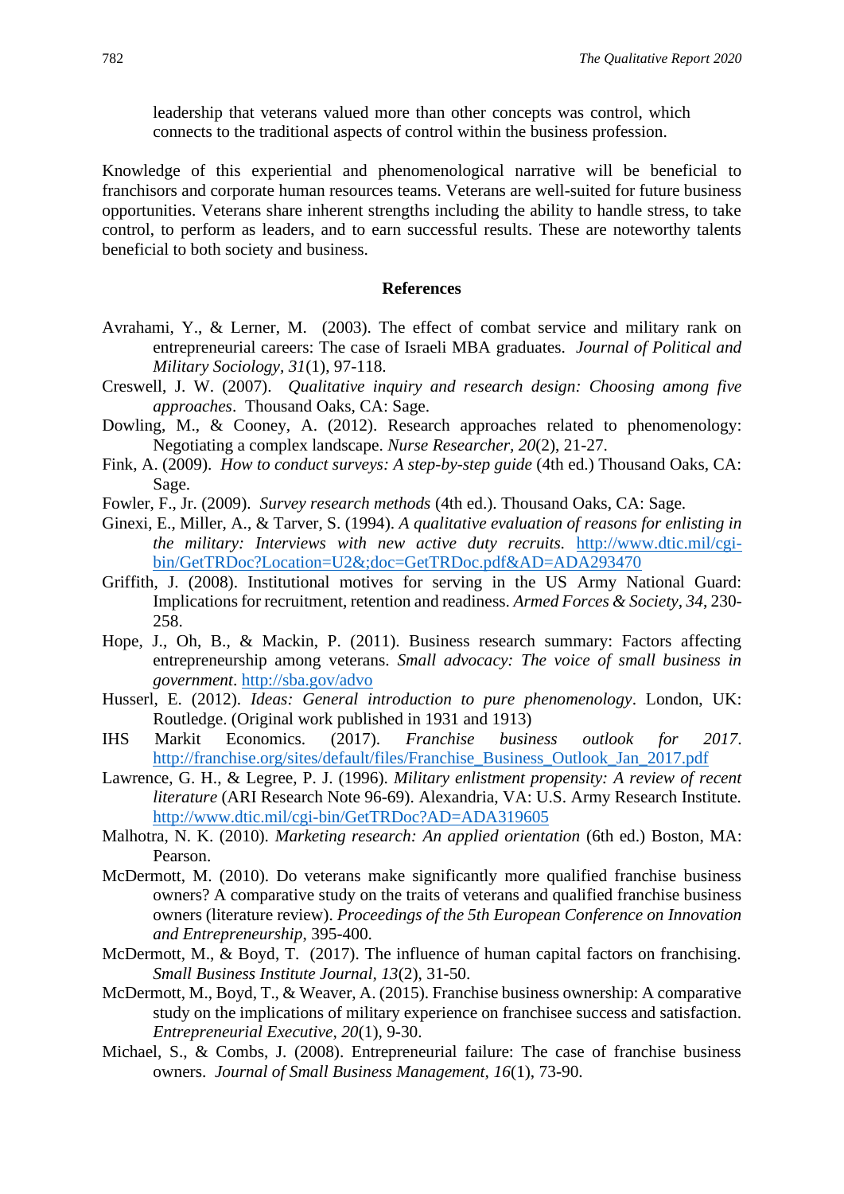leadership that veterans valued more than other concepts was control, which connects to the traditional aspects of control within the business profession.

Knowledge of this experiential and phenomenological narrative will be beneficial to franchisors and corporate human resources teams. Veterans are well-suited for future business opportunities. Veterans share inherent strengths including the ability to handle stress, to take control, to perform as leaders, and to earn successful results. These are noteworthy talents beneficial to both society and business.

## References

Avrahami, Y., & Lerner, M. (2003). The effect of combat service and military rank on entrepreneurial careers: The case of Israeli MBA graduates. *Journal of Political and Military Sociology, 31*(1), 97-118.

Creswell, J. W. (2007). *Qualitative inquiry and research design: Choosing among five approaches*. Thousand Oaks, CA: Sage.

Dowling, M., & Cooney, A. (2012). Research approaches related to phenomenology: Negotiating a complex landscape. *Nurse Researcher, 20*(2), 21-27.

Fink, A. (2009). *How to conduct surveys: A step-by-step guide* (4th ed.) Thousand Oaks, CA: Sage.

Fowler, F., Jr. (2009). *Survey research methods* (4th ed.). Thousand Oaks, CA: Sage.

Ginexi, E., Miller, A., & Tarver, S. (1994). *A qualitative evaluation of reasons for enlisting in the military: Interviews with new active duty recruits.* http://www.dtic.mil/cgi-bin/GetTRDoc?Location=U2&;doc=GetTRDoc.pdf&AD=ADA293470

Griffith, J. (2008). Institutional motives for serving in the US Army National Guard: Implications for recruitment, retention and readiness. *Armed Forces & Society, 34*, 230-258.

Hope, J., Oh, B., & Mackin, P. (2011). Business research summary: Factors affecting entrepreneurship among veterans. *Small advocacy: The voice of small business in government*. http://sba.gov/advo

Husserl, E. (2012). *Ideas: General introduction to pure phenomenology*. London, UK: Routledge. (Original work published in 1931 and 1913)

IHS Markit Economics. (2017). *Franchise business outlook for 2017*. http://franchise.org/sites/default/files/Franchise_Business_Outlook_Jan_2017.pdf

Lawrence, G. H., & Legree, P. J. (1996). *Military enlistment propensity: A review of recent literature* (ARI Research Note 96-69). Alexandria, VA: U.S. Army Research Institute. http://www.dtic.mil/cgi-bin/GetTRDoc?AD=ADA319605

Malhotra, N. K. (2010). *Marketing research: An applied orientation* (6th ed.) Boston, MA: Pearson.

McDermott, M. (2010). Do veterans make significantly more qualified franchise business owners? A comparative study on the traits of veterans and qualified franchise business owners (literature review). *Proceedings of the 5th European Conference on Innovation and Entrepreneurship*, 395-400.

McDermott, M., & Boyd, T. (2017). The influence of human capital factors on franchising. *Small Business Institute Journal*, *13*(2), 31-50.

McDermott, M., Boyd, T., & Weaver, A. (2015). Franchise business ownership: A comparative study on the implications of military experience on franchisee success and satisfaction. *Entrepreneurial Executive*, *20*(1), 9-30.

Michael, S., & Combs, J. (2008). Entrepreneurial failure: The case of franchise business owners. *Journal of Small Business Management*, *16*(1), 73-90.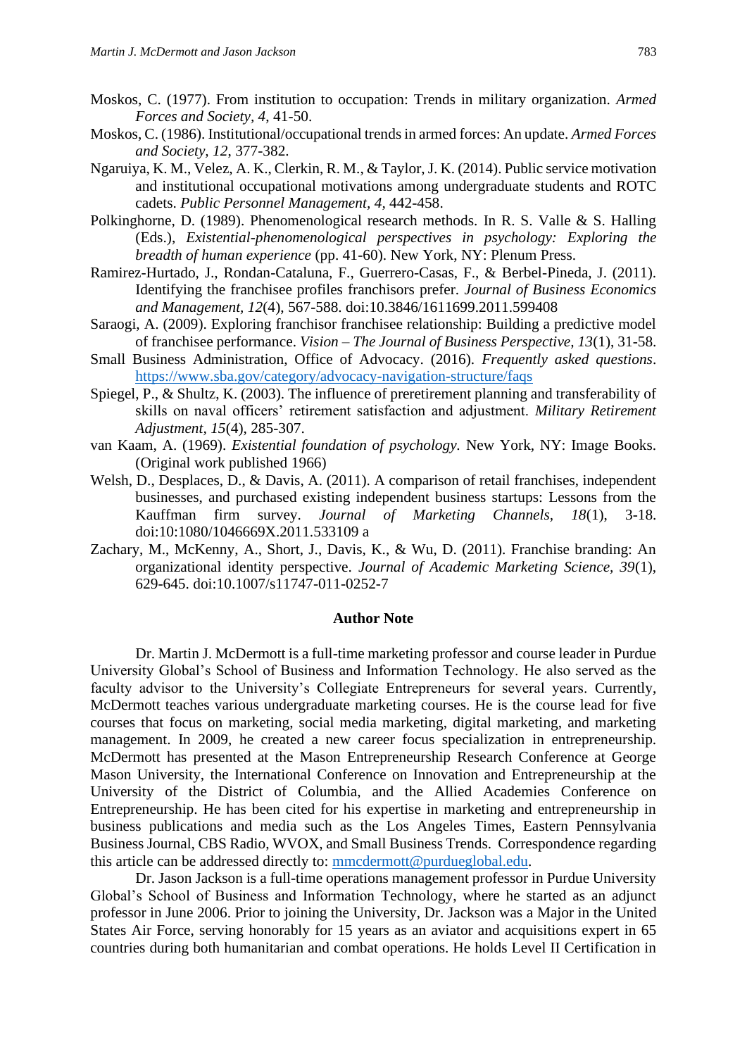Moskos, C. (1977). From institution to occupation: Trends in military organization. *Armed Forces and Society, 4,* 41-50.

Moskos, C. (1986). Institutional/occupational trends in armed forces: An update. *Armed Forces and Society, 12*, 377-382.

Ngaruiya, K. M., Velez, A. K., Clerkin, R. M., & Taylor, J. K. (2014). Public service motivation and institutional occupational motivations among undergraduate students and ROTC cadets. *Public Personnel Management, 4,* 442-458.

Polkinghorne, D. (1989). Phenomenological research methods. In R. S. Valle & S. Halling (Eds.), *Existential-phenomenological perspectives in psychology: Exploring the breadth of human experience* (pp. 41-60). New York, NY: Plenum Press.

Ramirez-Hurtado, J., Rondan-Cataluna, F., Guerrero-Casas, F., & Berbel-Pineda, J. (2011). Identifying the franchisee profiles franchisors prefer. *Journal of Business Economics and Management, 12*(4), 567-588. doi:10.3846/1611699.2011.599408

Saraogi, A. (2009). Exploring franchisor franchisee relationship: Building a predictive model of franchisee performance. *Vision – The Journal of Business Perspective, 13*(1), 31-58.

Small Business Administration, Office of Advocacy. (2016). *Frequently asked questions*. https://www.sba.gov/category/advocacy-navigation-structure/faqs

Spiegel, P., & Shultz, K. (2003). The influence of preretirement planning and transferability of skills on naval officers' retirement satisfaction and adjustment. *Military Retirement Adjustment, 15*(4), 285-307.

van Kaam, A. (1969). *Existential foundation of psychology.* New York, NY: Image Books. (Original work published 1966)

Welsh, D., Desplaces, D., & Davis, A. (2011). A comparison of retail franchises, independent businesses, and purchased existing independent business startups: Lessons from the Kauffman firm survey. *Journal of Marketing Channels, 18*(1), 3-18. doi:10:1080/1046669X.2011.533109 a

Zachary, M., McKenny, A., Short, J., Davis, K., & Wu, D. (2011). Franchise branding: An organizational identity perspective. *Journal of Academic Marketing Science, 39*(1), 629-645. doi:10.1007/s11747-011-0252-7

## Author Note

Dr. Martin J. McDermott is a full-time marketing professor and course leader in Purdue University Global's School of Business and Information Technology. He also served as the faculty advisor to the University's Collegiate Entrepreneurs for several years. Currently, McDermott teaches various undergraduate marketing courses. He is the course lead for five courses that focus on marketing, social media marketing, digital marketing, and marketing management. In 2009, he created a new career focus specialization in entrepreneurship. McDermott has presented at the Mason Entrepreneurship Research Conference at George Mason University, the International Conference on Innovation and Entrepreneurship at the University of the District of Columbia, and the Allied Academies Conference on Entrepreneurship. He has been cited for his expertise in marketing and entrepreneurship in business publications and media such as the Los Angeles Times, Eastern Pennsylvania Business Journal, CBS Radio, WVOX, and Small Business Trends. Correspondence regarding this article can be addressed directly to: mmcdermott@purdueglobal.edu.

Dr. Jason Jackson is a full-time operations management professor in Purdue University Global's School of Business and Information Technology, where he started as an adjunct professor in June 2006. Prior to joining the University, Dr. Jackson was a Major in the United States Air Force, serving honorably for 15 years as an aviator and acquisitions expert in 65 countries during both humanitarian and combat operations. He holds Level II Certification in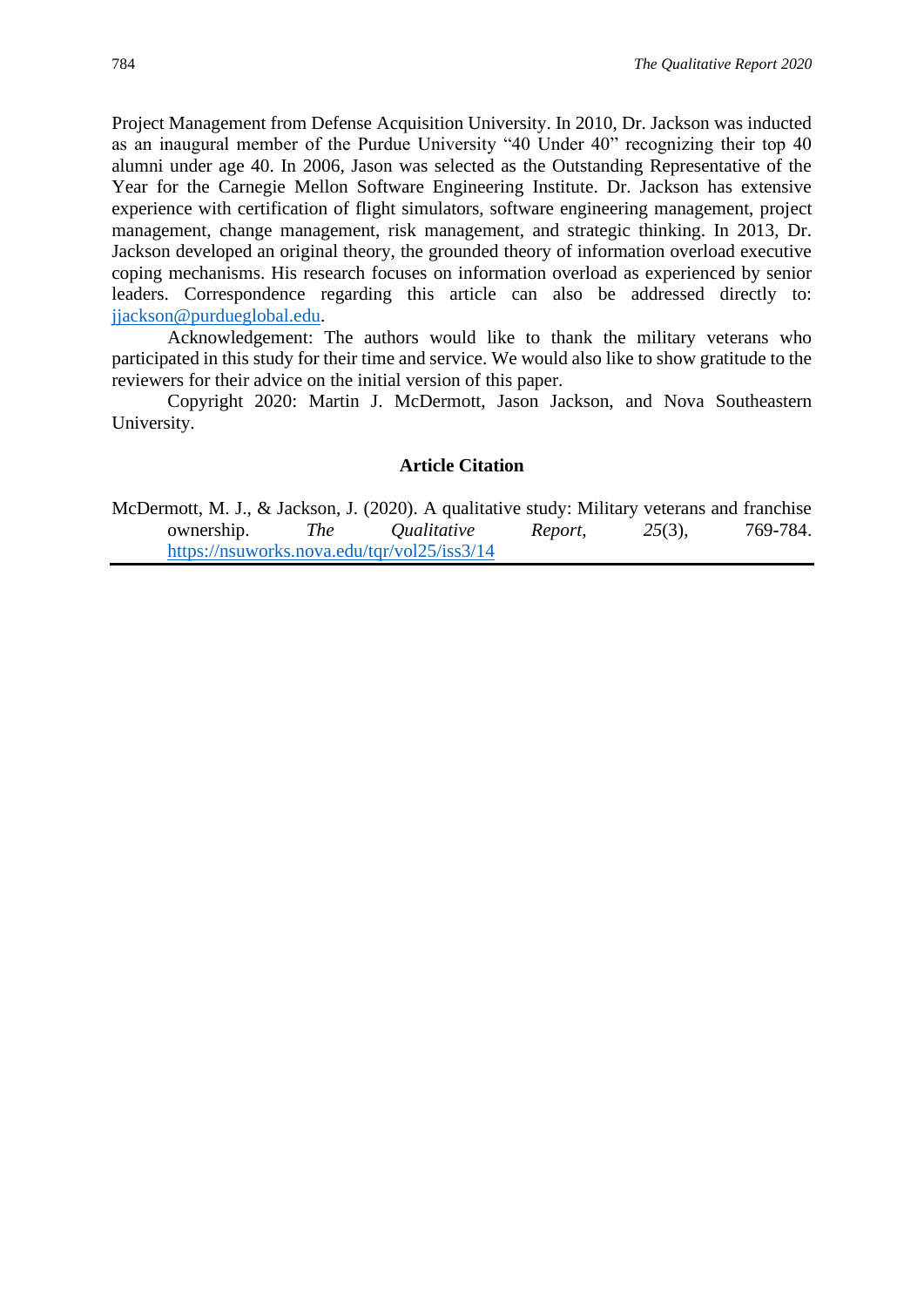Project Management from Defense Acquisition University. In 2010, Dr. Jackson was inducted as an inaugural member of the Purdue University "40 Under 40" recognizing their top 40 alumni under age 40. In 2006, Jason was selected as the Outstanding Representative of the Year for the Carnegie Mellon Software Engineering Institute. Dr. Jackson has extensive experience with certification of flight simulators, software engineering management, project management, change management, risk management, and strategic thinking. In 2013, Dr. Jackson developed an original theory, the grounded theory of information overload executive coping mechanisms. His research focuses on information overload as experienced by senior leaders. Correspondence regarding this article can also be addressed directly to: jjackson@purdueglobal.edu.

Acknowledgement: The authors would like to thank the military veterans who participated in this study for their time and service. We would also like to show gratitude to the reviewers for their advice on the initial version of this paper.

Copyright 2020: Martin J. McDermott, Jason Jackson, and Nova Southeastern University.

## Article Citation

McDermott, M. J., & Jackson, J. (2020). A qualitative study: Military veterans and franchise ownership. *The Qualitative Report, 25*(3), 769-784. https://nsuworks.nova.edu/tqr/vol25/iss3/14